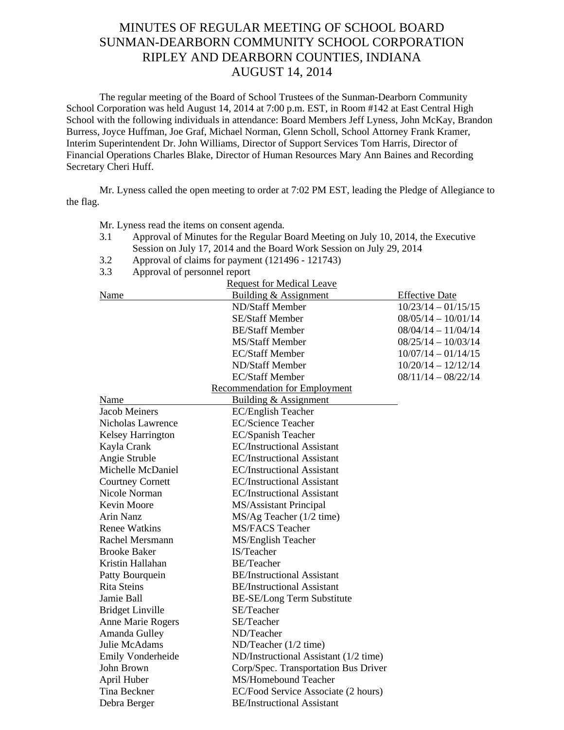# MINUTES OF REGULAR MEETING OF SCHOOL BOARD
# SUNMAN-DEARBORN COMMUNITY SCHOOL CORPORATION
# RIPLEY AND DEARBORN COUNTIES, INDIANA
# AUGUST 14, 2014

The regular meeting of the Board of School Trustees of the Sunman-Dearborn Community School Corporation was held August 14, 2014 at 7:00 p.m. EST, in Room #142 at East Central High School with the following individuals in attendance: Board Members Jeff Lyness, John McKay, Brandon Burress, Joyce Huffman, Joe Graf, Michael Norman, Glenn Scholl, School Attorney Frank Kramer, Interim Superintendent Dr. John Williams, Director of Support Services Tom Harris, Director of Financial Operations Charles Blake, Director of Human Resources Mary Ann Baines and Recording Secretary Cheri Huff.

Mr. Lyness called the open meeting to order at 7:02 PM EST, leading the Pledge of Allegiance to the flag.

Mr. Lyness read the items on consent agenda.

3.1 Approval of Minutes for the Regular Board Meeting on July 10, 2014, the Executive Session on July 17, 2014 and the Board Work Session on July 29, 2014

3.2 Approval of claims for payment (121496 - 121743)

3.3 Approval of personnel report

Request for Medical Leave

| Name | Building & Assignment | Effective Date |
|---|---|---|
| | ND/Staff Member | 10/23/14 – 01/15/15 |
| | SE/Staff Member | 08/05/14 – 10/01/14 |
| | BE/Staff Member | 08/04/14 – 11/04/14 |
| | MS/Staff Member | 08/25/14 – 10/03/14 |
| | EC/Staff Member | 10/07/14 – 01/14/15 |
| | ND/Staff Member | 10/20/14 – 12/12/14 |
| | EC/Staff Member | 08/11/14 – 08/22/14 |

Recommendation for Employment

| Name | Building & Assignment |
|---|---|
| Jacob Meiners | EC/English Teacher |
| Nicholas Lawrence | EC/Science Teacher |
| Kelsey Harrington | EC/Spanish Teacher |
| Kayla Crank | EC/Instructional Assistant |
| Angie Struble | EC/Instructional Assistant |
| Michelle McDaniel | EC/Instructional Assistant |
| Courtney Cornett | EC/Instructional Assistant |
| Nicole Norman | EC/Instructional Assistant |
| Kevin Moore | MS/Assistant Principal |
| Arin Nanz | MS/Ag Teacher (1/2 time) |
| Renee Watkins | MS/FACS Teacher |
| Rachel Mersmann | MS/English Teacher |
| Brooke Baker | IS/Teacher |
| Kristin Hallahan | BE/Teacher |
| Patty Bourquein | BE/Instructional Assistant |
| Rita Steins | BE/Instructional Assistant |
| Jamie Ball | BE-SE/Long Term Substitute |
| Bridget Linville | SE/Teacher |
| Anne Marie Rogers | SE/Teacher |
| Amanda Gulley | ND/Teacher |
| Julie McAdams | ND/Teacher (1/2 time) |
| Emily Vonderheide | ND/Instructional Assistant (1/2 time) |
| John Brown | Corp/Spec. Transportation Bus Driver |
| April Huber | MS/Homebound Teacher |
| Tina Beckner | EC/Food Service Associate (2 hours) |
| Debra Berger | BE/Instructional Assistant |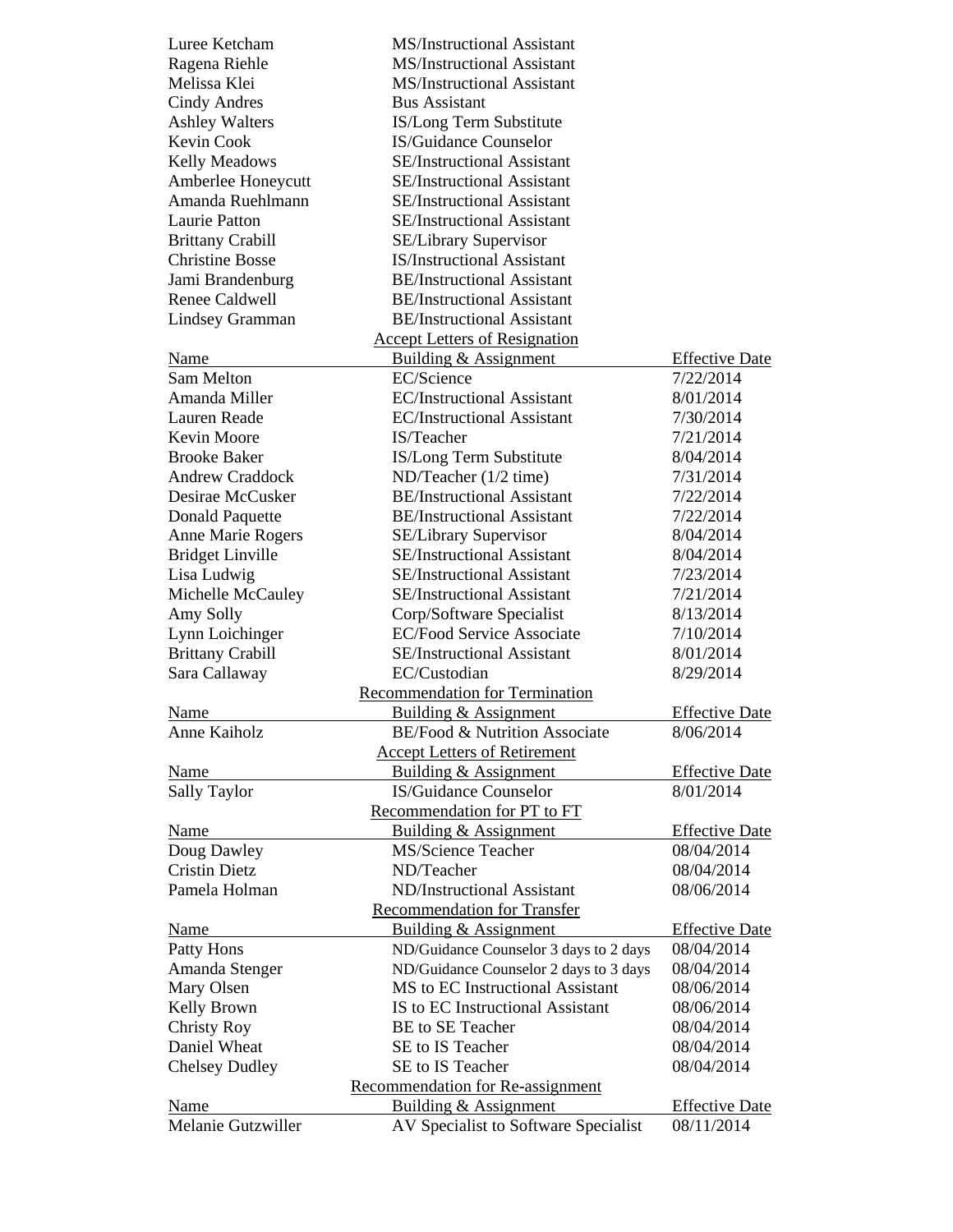| | |
|---|---|
| Luree Ketcham | MS/Instructional Assistant |
| Ragena Riehle | MS/Instructional Assistant |
| Melissa Klei | MS/Instructional Assistant |
| Cindy Andres | Bus Assistant |
| Ashley Walters | IS/Long Term Substitute |
| Kevin Cook | IS/Guidance Counselor |
| Kelly Meadows | SE/Instructional Assistant |
| Amberlee Honeycutt | SE/Instructional Assistant |
| Amanda Ruehlmann | SE/Instructional Assistant |
| Laurie Patton | SE/Instructional Assistant |
| Brittany Crabill | SE/Library Supervisor |
| Christine Bosse | IS/Instructional Assistant |
| Jami Brandenburg | BE/Instructional Assistant |
| Renee Caldwell | BE/Instructional Assistant |
| Lindsey Gramman | BE/Instructional Assistant |

Accept Letters of Resignation

| Name | Building & Assignment | Effective Date |
|---|---|---|
| Sam Melton | EC/Science | 7/22/2014 |
| Amanda Miller | EC/Instructional Assistant | 8/01/2014 |
| Lauren Reade | EC/Instructional Assistant | 7/30/2014 |
| Kevin Moore | IS/Teacher | 7/21/2014 |
| Brooke Baker | IS/Long Term Substitute | 8/04/2014 |
| Andrew Craddock | ND/Teacher (1/2 time) | 7/31/2014 |
| Desirae McCusker | BE/Instructional Assistant | 7/22/2014 |
| Donald Paquette | BE/Instructional Assistant | 7/22/2014 |
| Anne Marie Rogers | SE/Library Supervisor | 8/04/2014 |
| Bridget Linville | SE/Instructional Assistant | 8/04/2014 |
| Lisa Ludwig | SE/Instructional Assistant | 7/23/2014 |
| Michelle McCauley | SE/Instructional Assistant | 7/21/2014 |
| Amy Solly | Corp/Software Specialist | 8/13/2014 |
| Lynn Loichinger | EC/Food Service Associate | 7/10/2014 |
| Brittany Crabill | SE/Instructional Assistant | 8/01/2014 |
| Sara Callaway | EC/Custodian | 8/29/2014 |

Recommendation for Termination

| Name | Building & Assignment | Effective Date |
|---|---|---|
| Anne Kaiholz | BE/Food & Nutrition Associate | 8/06/2014 |

Accept Letters of Retirement

| Name | Building & Assignment | Effective Date |
|---|---|---|
| Sally Taylor | IS/Guidance Counselor | 8/01/2014 |

Recommendation for PT to FT

| Name | Building & Assignment | Effective Date |
|---|---|---|
| Doug Dawley | MS/Science Teacher | 08/04/2014 |
| Cristin Dietz | ND/Teacher | 08/04/2014 |
| Pamela Holman | ND/Instructional Assistant | 08/06/2014 |

Recommendation for Transfer

| Name | Building & Assignment | Effective Date |
|---|---|---|
| Patty Hons | ND/Guidance Counselor 3 days to 2 days | 08/04/2014 |
| Amanda Stenger | ND/Guidance Counselor 2 days to 3 days | 08/04/2014 |
| Mary Olsen | MS to EC Instructional Assistant | 08/06/2014 |
| Kelly Brown | IS to EC Instructional Assistant | 08/06/2014 |
| Christy Roy | BE to SE Teacher | 08/04/2014 |
| Daniel Wheat | SE to IS Teacher | 08/04/2014 |
| Chelsey Dudley | SE to IS Teacher | 08/04/2014 |

Recommendation for Re-assignment

| Name | Building & Assignment | Effective Date |
|---|---|---|
| Melanie Gutzwiller | AV Specialist to Software Specialist | 08/11/2014 |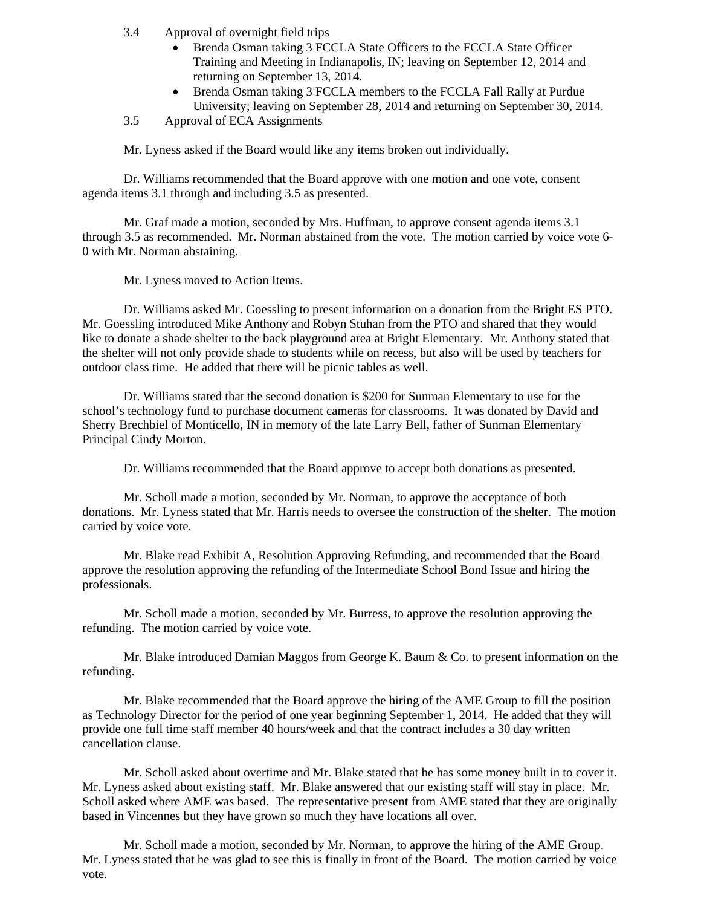3.4 Approval of overnight field trips

- Brenda Osman taking 3 FCCLA State Officers to the FCCLA State Officer Training and Meeting in Indianapolis, IN; leaving on September 12, 2014 and returning on September 13, 2014.
- Brenda Osman taking 3 FCCLA members to the FCCLA Fall Rally at Purdue University; leaving on September 28, 2014 and returning on September 30, 2014.

3.5 Approval of ECA Assignments

Mr. Lyness asked if the Board would like any items broken out individually.

Dr. Williams recommended that the Board approve with one motion and one vote, consent agenda items 3.1 through and including 3.5 as presented.

Mr. Graf made a motion, seconded by Mrs. Huffman, to approve consent agenda items 3.1 through 3.5 as recommended. Mr. Norman abstained from the vote. The motion carried by voice vote 6-0 with Mr. Norman abstaining.

Mr. Lyness moved to Action Items.

Dr. Williams asked Mr. Goessling to present information on a donation from the Bright ES PTO. Mr. Goessling introduced Mike Anthony and Robyn Stuhan from the PTO and shared that they would like to donate a shade shelter to the back playground area at Bright Elementary. Mr. Anthony stated that the shelter will not only provide shade to students while on recess, but also will be used by teachers for outdoor class time. He added that there will be picnic tables as well.

Dr. Williams stated that the second donation is $200 for Sunman Elementary to use for the school's technology fund to purchase document cameras for classrooms. It was donated by David and Sherry Brechbiel of Monticello, IN in memory of the late Larry Bell, father of Sunman Elementary Principal Cindy Morton.

Dr. Williams recommended that the Board approve to accept both donations as presented.

Mr. Scholl made a motion, seconded by Mr. Norman, to approve the acceptance of both donations. Mr. Lyness stated that Mr. Harris needs to oversee the construction of the shelter. The motion carried by voice vote.

Mr. Blake read Exhibit A, Resolution Approving Refunding, and recommended that the Board approve the resolution approving the refunding of the Intermediate School Bond Issue and hiring the professionals.

Mr. Scholl made a motion, seconded by Mr. Burress, to approve the resolution approving the refunding. The motion carried by voice vote.

Mr. Blake introduced Damian Maggos from George K. Baum & Co. to present information on the refunding.

Mr. Blake recommended that the Board approve the hiring of the AME Group to fill the position as Technology Director for the period of one year beginning September 1, 2014. He added that they will provide one full time staff member 40 hours/week and that the contract includes a 30 day written cancellation clause.

Mr. Scholl asked about overtime and Mr. Blake stated that he has some money built in to cover it. Mr. Lyness asked about existing staff. Mr. Blake answered that our existing staff will stay in place. Mr. Scholl asked where AME was based. The representative present from AME stated that they are originally based in Vincennes but they have grown so much they have locations all over.

Mr. Scholl made a motion, seconded by Mr. Norman, to approve the hiring of the AME Group. Mr. Lyness stated that he was glad to see this is finally in front of the Board. The motion carried by voice vote.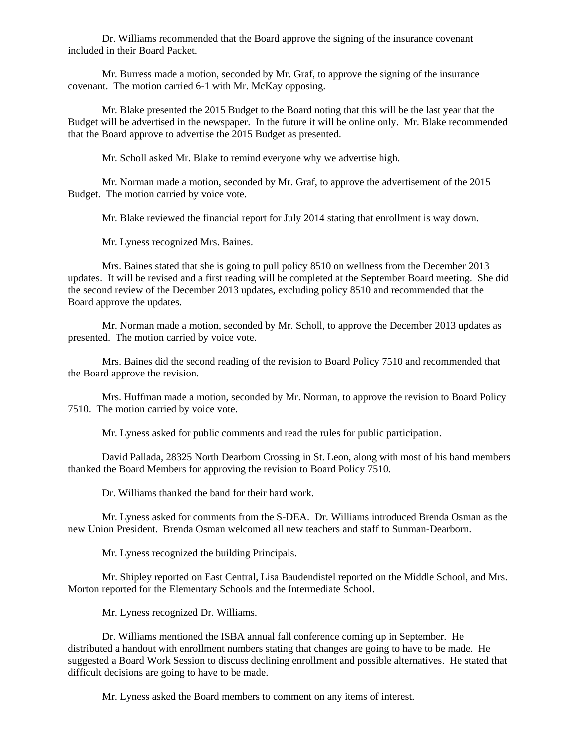Dr. Williams recommended that the Board approve the signing of the insurance covenant included in their Board Packet.

Mr. Burress made a motion, seconded by Mr. Graf, to approve the signing of the insurance covenant. The motion carried 6-1 with Mr. McKay opposing.

Mr. Blake presented the 2015 Budget to the Board noting that this will be the last year that the Budget will be advertised in the newspaper. In the future it will be online only. Mr. Blake recommended that the Board approve to advertise the 2015 Budget as presented.

Mr. Scholl asked Mr. Blake to remind everyone why we advertise high.

Mr. Norman made a motion, seconded by Mr. Graf, to approve the advertisement of the 2015 Budget. The motion carried by voice vote.

Mr. Blake reviewed the financial report for July 2014 stating that enrollment is way down.

Mr. Lyness recognized Mrs. Baines.

Mrs. Baines stated that she is going to pull policy 8510 on wellness from the December 2013 updates. It will be revised and a first reading will be completed at the September Board meeting. She did the second review of the December 2013 updates, excluding policy 8510 and recommended that the Board approve the updates.

Mr. Norman made a motion, seconded by Mr. Scholl, to approve the December 2013 updates as presented. The motion carried by voice vote.

Mrs. Baines did the second reading of the revision to Board Policy 7510 and recommended that the Board approve the revision.

Mrs. Huffman made a motion, seconded by Mr. Norman, to approve the revision to Board Policy 7510. The motion carried by voice vote.

Mr. Lyness asked for public comments and read the rules for public participation.

David Pallada, 28325 North Dearborn Crossing in St. Leon, along with most of his band members thanked the Board Members for approving the revision to Board Policy 7510.

Dr. Williams thanked the band for their hard work.

Mr. Lyness asked for comments from the S-DEA. Dr. Williams introduced Brenda Osman as the new Union President. Brenda Osman welcomed all new teachers and staff to Sunman-Dearborn.

Mr. Lyness recognized the building Principals.

Mr. Shipley reported on East Central, Lisa Baudendistel reported on the Middle School, and Mrs. Morton reported for the Elementary Schools and the Intermediate School.

Mr. Lyness recognized Dr. Williams.

Dr. Williams mentioned the ISBA annual fall conference coming up in September. He distributed a handout with enrollment numbers stating that changes are going to have to be made. He suggested a Board Work Session to discuss declining enrollment and possible alternatives. He stated that difficult decisions are going to have to be made.

Mr. Lyness asked the Board members to comment on any items of interest.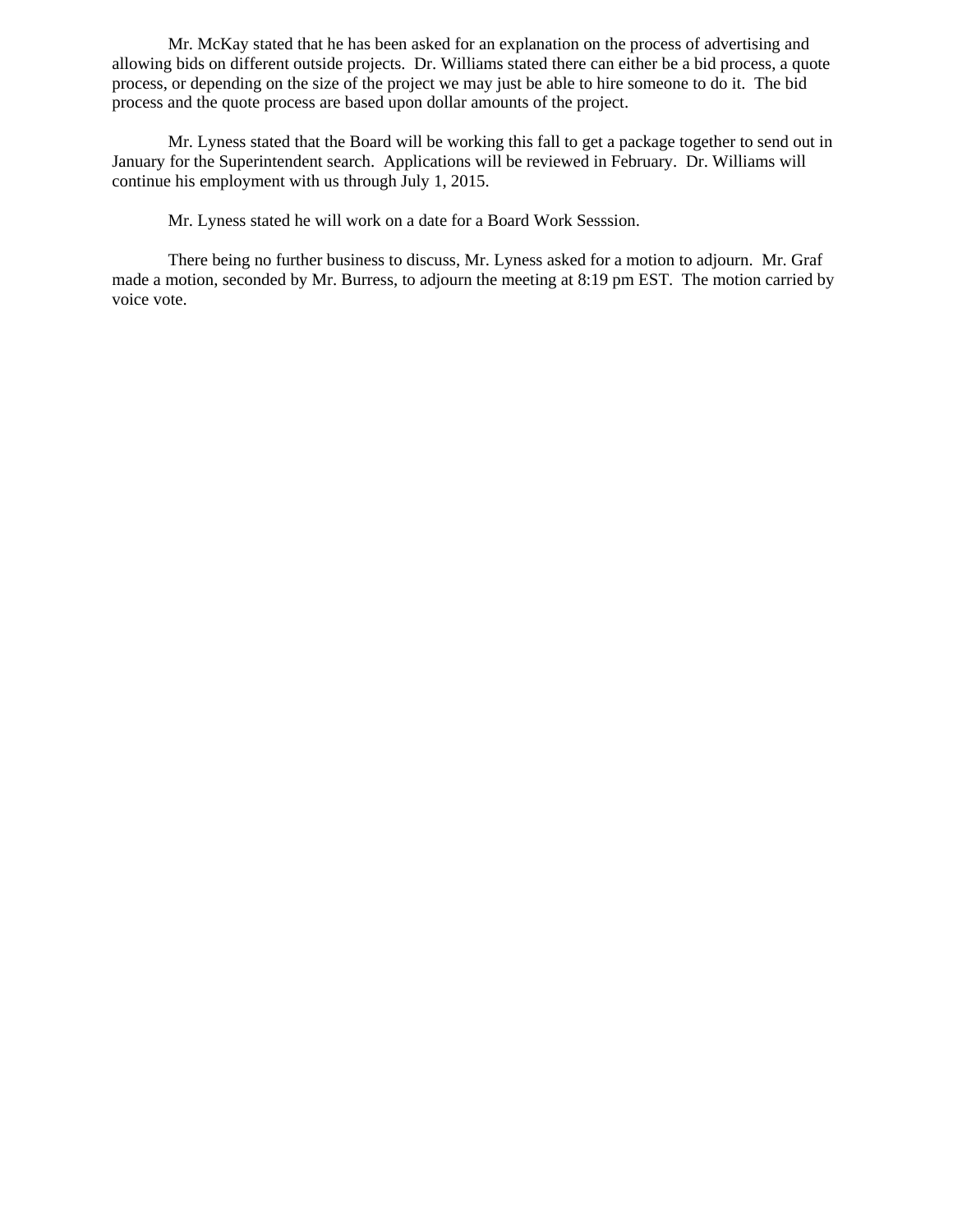Mr. McKay stated that he has been asked for an explanation on the process of advertising and allowing bids on different outside projects. Dr. Williams stated there can either be a bid process, a quote process, or depending on the size of the project we may just be able to hire someone to do it. The bid process and the quote process are based upon dollar amounts of the project.

Mr. Lyness stated that the Board will be working this fall to get a package together to send out in January for the Superintendent search. Applications will be reviewed in February. Dr. Williams will continue his employment with us through July 1, 2015.

Mr. Lyness stated he will work on a date for a Board Work Sesssion.

There being no further business to discuss, Mr. Lyness asked for a motion to adjourn. Mr. Graf made a motion, seconded by Mr. Burress, to adjourn the meeting at 8:19 pm EST. The motion carried by voice vote.